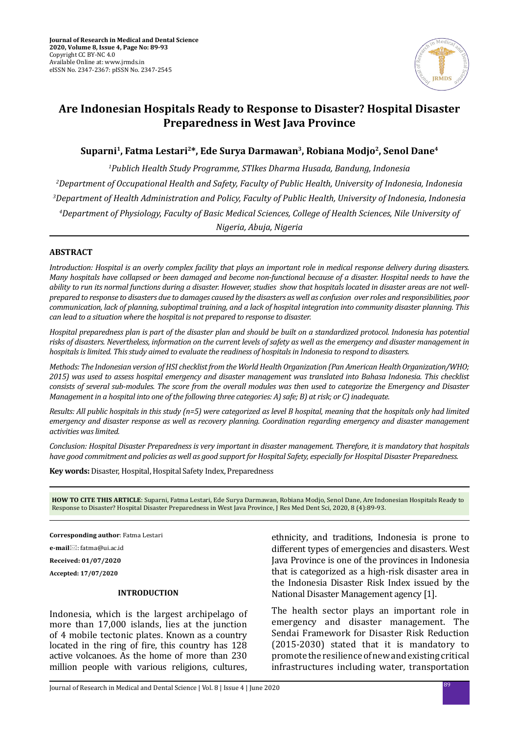# Are Indonesian Hospitals Ready to Response to Disaster? Hospital Disaster Preparedness in West Java Province

**Suparni[1], Fatma Lestari[2]*, Ede Surya Darmawan[3], Robiana Modjo[2], Senol Dane[4]**

*[1]Publich Health Study Programme, STIkes Dharma Husada, Bandung, Indonesia*

*[2]Department of Occupational Health and Safety, Faculty of Public Health, University of Indonesia, Indonesia*

*[3]Department of Health Administration and Policy, Faculty of Public Health, University of Indonesia, Indonesia*

*[4]Department of Physiology, Faculty of Basic Medical Sciences, College of Health Sciences, Nile University of Nigeria, Abuja, Nigeria*

## ABSTRACT

*Introduction: Hospital is an overly complex facility that plays an important role in medical response delivery during disasters. Many hospitals have collapsed or been damaged and become non-functional because of a disaster. Hospital needs to have the ability to run its normal functions during a disaster. However, studies show that hospitals located in disaster areas are not well-prepared to response to disasters due to damages caused by the disasters as well as confusion over roles and responsibilities, poor communication, lack of planning, suboptimal training, and a lack of hospital integration into community disaster planning. This can lead to a situation where the hospital is not prepared to response to disaster.*

*Hospital preparedness plan is part of the disaster plan and should be built on a standardized protocol. Indonesia has potential risks of disasters. Nevertheless, information on the current levels of safety as well as the emergency and disaster management in hospitals is limited. This study aimed to evaluate the readiness of hospitals in Indonesia to respond to disasters.*

*Methods: The Indonesian version of HSI checklist from the World Health Organization (Pan American Health Organization/WHO; 2015) was used to assess hospital emergency and disaster management was translated into Bahasa Indonesia. This checklist consists of several sub-modules. The score from the overall modules was then used to categorize the Emergency and Disaster Management in a hospital into one of the following three categories: A) safe; B) at risk; or C) inadequate.*

*Results: All public hospitals in this study (n=5) were categorized as level B hospital, meaning that the hospitals only had limited emergency and disaster response as well as recovery planning. Coordination regarding emergency and disaster management activities was limited.*

*Conclusion: Hospital Disaster Preparedness is very important in disaster management. Therefore, it is mandatory that hospitals have good commitment and policies as well as good support for Hospital Safety, especially for Hospital Disaster Preparedness.*

**Key words:** Disaster, Hospital, Hospital Safety Index, Preparedness

**HOW TO CITE THIS ARTICLE**: Suparni, Fatma Lestari, Ede Surya Darmawan, Robiana Modjo, Senol Dane, Are Indonesian Hospitals Ready to Response to Disaster? Hospital Disaster Preparedness in West Java Province, J Res Med Dent Sci, 2020, 8 (4):89-93.

**Corresponding author**: Fatma Lestari

**e-mail**: fatma@ui.ac.id

**Received: 01/07/2020**

**Accepted: 17/07/2020**

## INTRODUCTION

Indonesia, which is the largest archipelago of more than 17,000 islands, lies at the junction of 4 mobile tectonic plates. Known as a country located in the ring of fire, this country has 128 active volcanoes. As the home of more than 230 million people with various religions, cultures, ethnicity, and traditions, Indonesia is prone to different types of emergencies and disasters. West Java Province is one of the provinces in Indonesia that is categorized as a high-risk disaster area in the Indonesia Disaster Risk Index issued by the National Disaster Management agency [1].

The health sector plays an important role in emergency and disaster management. The Sendai Framework for Disaster Risk Reduction (2015-2030) stated that it is mandatory to promote the resilience of new and existing critical infrastructures including water, transportation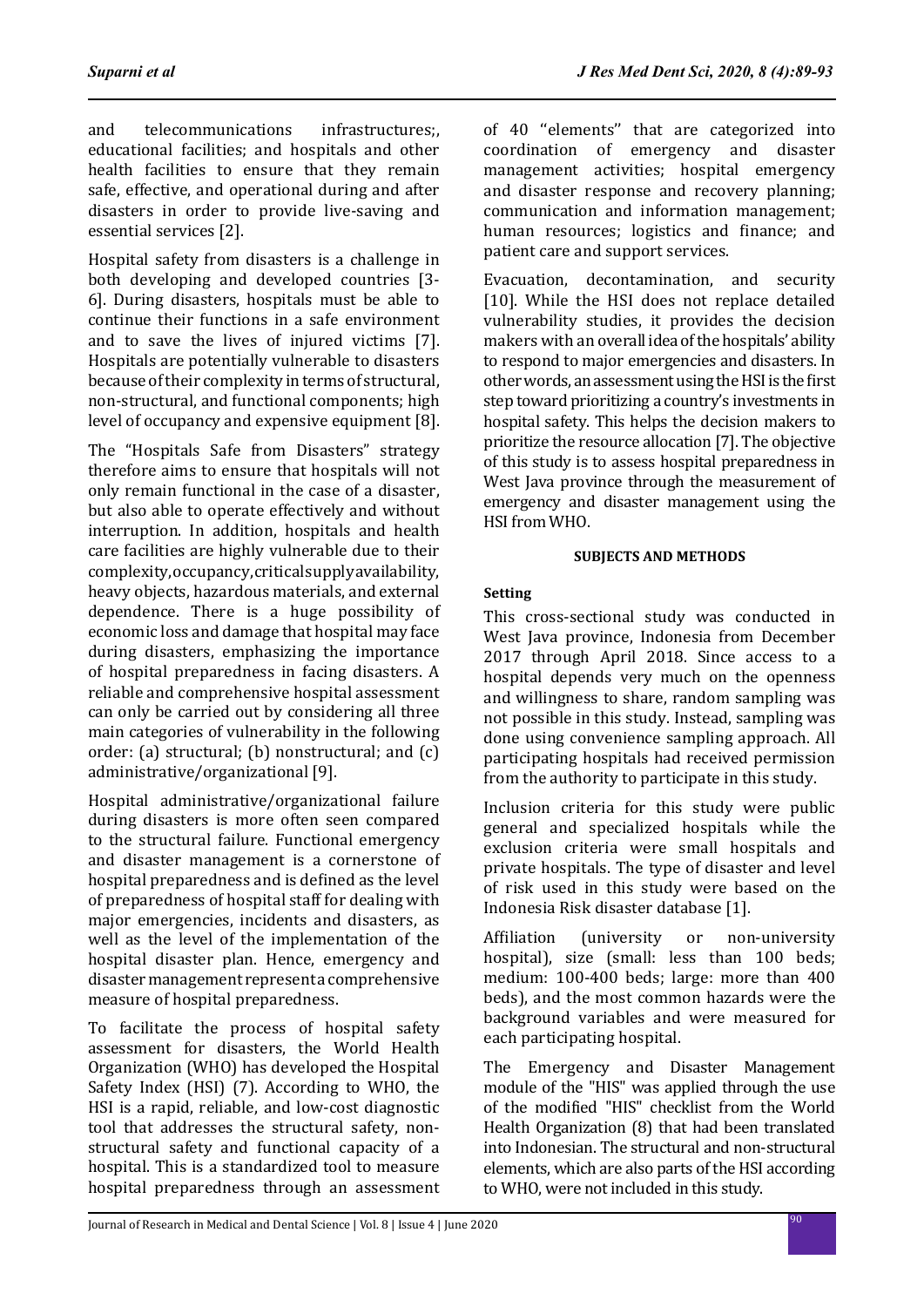and telecommunications infrastructures;, educational facilities; and hospitals and other health facilities to ensure that they remain safe, effective, and operational during and after disasters in order to provide live-saving and essential services [2].

Hospital safety from disasters is a challenge in both developing and developed countries [3-6]. During disasters, hospitals must be able to continue their functions in a safe environment and to save the lives of injured victims [7]. Hospitals are potentially vulnerable to disasters because of their complexity in terms of structural, non-structural, and functional components; high level of occupancy and expensive equipment [8].

The "Hospitals Safe from Disasters" strategy therefore aims to ensure that hospitals will not only remain functional in the case of a disaster, but also able to operate effectively and without interruption. In addition, hospitals and health care facilities are highly vulnerable due to their complexity, occupancy, critical supply availability, heavy objects, hazardous materials, and external dependence. There is a huge possibility of economic loss and damage that hospital may face during disasters, emphasizing the importance of hospital preparedness in facing disasters. A reliable and comprehensive hospital assessment can only be carried out by considering all three main categories of vulnerability in the following order: (a) structural; (b) nonstructural; and (c) administrative/organizational [9].

Hospital administrative/organizational failure during disasters is more often seen compared to the structural failure. Functional emergency and disaster management is a cornerstone of hospital preparedness and is defined as the level of preparedness of hospital staff for dealing with major emergencies, incidents and disasters, as well as the level of the implementation of the hospital disaster plan. Hence, emergency and disaster management represent a comprehensive measure of hospital preparedness.

To facilitate the process of hospital safety assessment for disasters, the World Health Organization (WHO) has developed the Hospital Safety Index (HSI) (7). According to WHO, the HSI is a rapid, reliable, and low-cost diagnostic tool that addresses the structural safety, non-structural safety and functional capacity of a hospital. This is a standardized tool to measure hospital preparedness through an assessment of 40 ''elements'' that are categorized into coordination of emergency and disaster management activities; hospital emergency and disaster response and recovery planning; communication and information management; human resources; logistics and finance; and patient care and support services.

Evacuation, decontamination, and security [10]. While the HSI does not replace detailed vulnerability studies, it provides the decision makers with an overall idea of the hospitals' ability to respond to major emergencies and disasters. In other words, an assessment using the HSI is the first step toward prioritizing a country's investments in hospital safety. This helps the decision makers to prioritize the resource allocation [7]. The objective of this study is to assess hospital preparedness in West Java province through the measurement of emergency and disaster management using the HSI from WHO.

## SUBJECTS AND METHODS

### Setting

This cross-sectional study was conducted in West Java province, Indonesia from December 2017 through April 2018. Since access to a hospital depends very much on the openness and willingness to share, random sampling was not possible in this study. Instead, sampling was done using convenience sampling approach. All participating hospitals had received permission from the authority to participate in this study.

Inclusion criteria for this study were public general and specialized hospitals while the exclusion criteria were small hospitals and private hospitals. The type of disaster and level of risk used in this study were based on the Indonesia Risk disaster database [1].

Affiliation (university or non-university hospital), size (small: less than 100 beds; medium: 100-400 beds; large: more than 400 beds), and the most common hazards were the background variables and were measured for each participating hospital.

The Emergency and Disaster Management module of the "HIS" was applied through the use of the modified "HIS" checklist from the World Health Organization (8) that had been translated into Indonesian. The structural and non-structural elements, which are also parts of the HSI according to WHO, were not included in this study.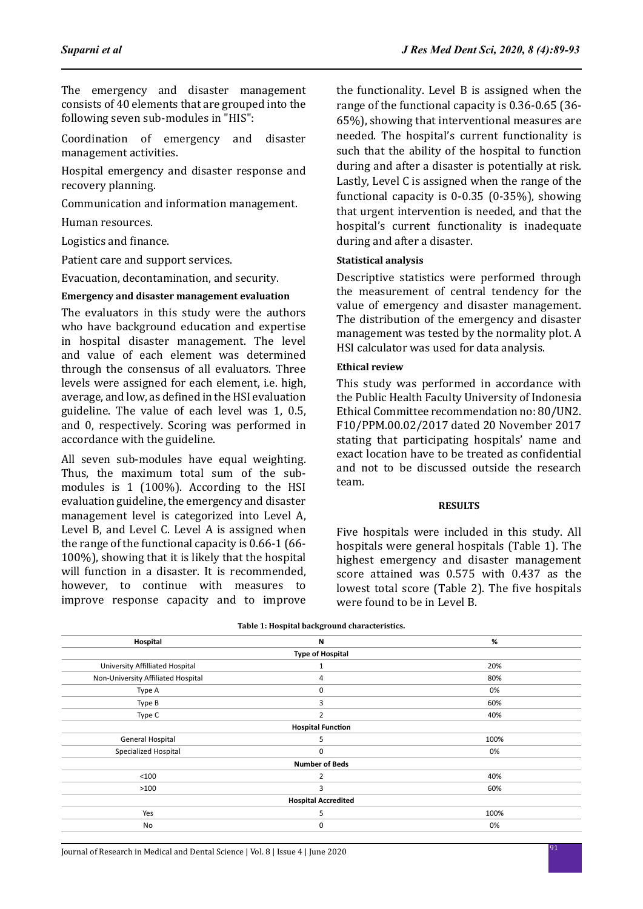The emergency and disaster management consists of 40 elements that are grouped into the following seven sub-modules in "HIS":

Coordination of emergency and disaster management activities.

Hospital emergency and disaster response and recovery planning.

Communication and information management.

Human resources.

Logistics and finance.

Patient care and support services.

Evacuation, decontamination, and security.

**Emergency and disaster management evaluation**

The evaluators in this study were the authors who have background education and expertise in hospital disaster management. The level and value of each element was determined through the consensus of all evaluators. Three levels were assigned for each element, i.e. high, average, and low, as defined in the HSI evaluation guideline. The value of each level was 1, 0.5, and 0, respectively. Scoring was performed in accordance with the guideline.

All seven sub-modules have equal weighting. Thus, the maximum total sum of the sub-modules is 1 (100%). According to the HSI evaluation guideline, the emergency and disaster management level is categorized into Level A, Level B, and Level C. Level A is assigned when the range of the functional capacity is 0.66-1 (66-100%), showing that it is likely that the hospital will function in a disaster. It is recommended, however, to continue with measures to improve response capacity and to improve the functionality. Level B is assigned when the range of the functional capacity is 0.36-0.65 (36-65%), showing that interventional measures are needed. The hospital's current functionality is such that the ability of the hospital to function during and after a disaster is potentially at risk. Lastly, Level C is assigned when the range of the functional capacity is 0-0.35 (0-35%), showing that urgent intervention is needed, and that the hospital's current functionality is inadequate during and after a disaster.

**Statistical analysis**

Descriptive statistics were performed through the measurement of central tendency for the value of emergency and disaster management. The distribution of the emergency and disaster management was tested by the normality plot. A HSI calculator was used for data analysis.

**Ethical review**

This study was performed in accordance with the Public Health Faculty University of Indonesia Ethical Committee recommendation no: 80/UN2.F10/PPM.00.02/2017 dated 20 November 2017 stating that participating hospitals' name and exact location have to be treated as confidential and not to be discussed outside the research team.

## RESULTS

Five hospitals were included in this study. All hospitals were general hospitals (Table 1). The highest emergency and disaster management score attained was 0.575 with 0.437 as the lowest total score (Table 2). The five hospitals were found to be in Level B.

**Table 1: Hospital background characteristics.**

| Hospital | N | % |
|---|---|---|
| **Type of Hospital** | | |
| University Affilliated Hospital | 1 | 20% |
| Non-University Affiliated Hospital | 4 | 80% |
| Type A | 0 | 0% |
| Type B | 3 | 60% |
| Type C | 2 | 40% |
| **Hospital Function** | | |
| General Hospital | 5 | 100% |
| Specialized Hospital | 0 | 0% |
| **Number of Beds** | | |
| <100 | 2 | 40% |
| >100 | 3 | 60% |
| **Hospital Accredited** | | |
| Yes | 5 | 100% |
| No | 0 | 0% |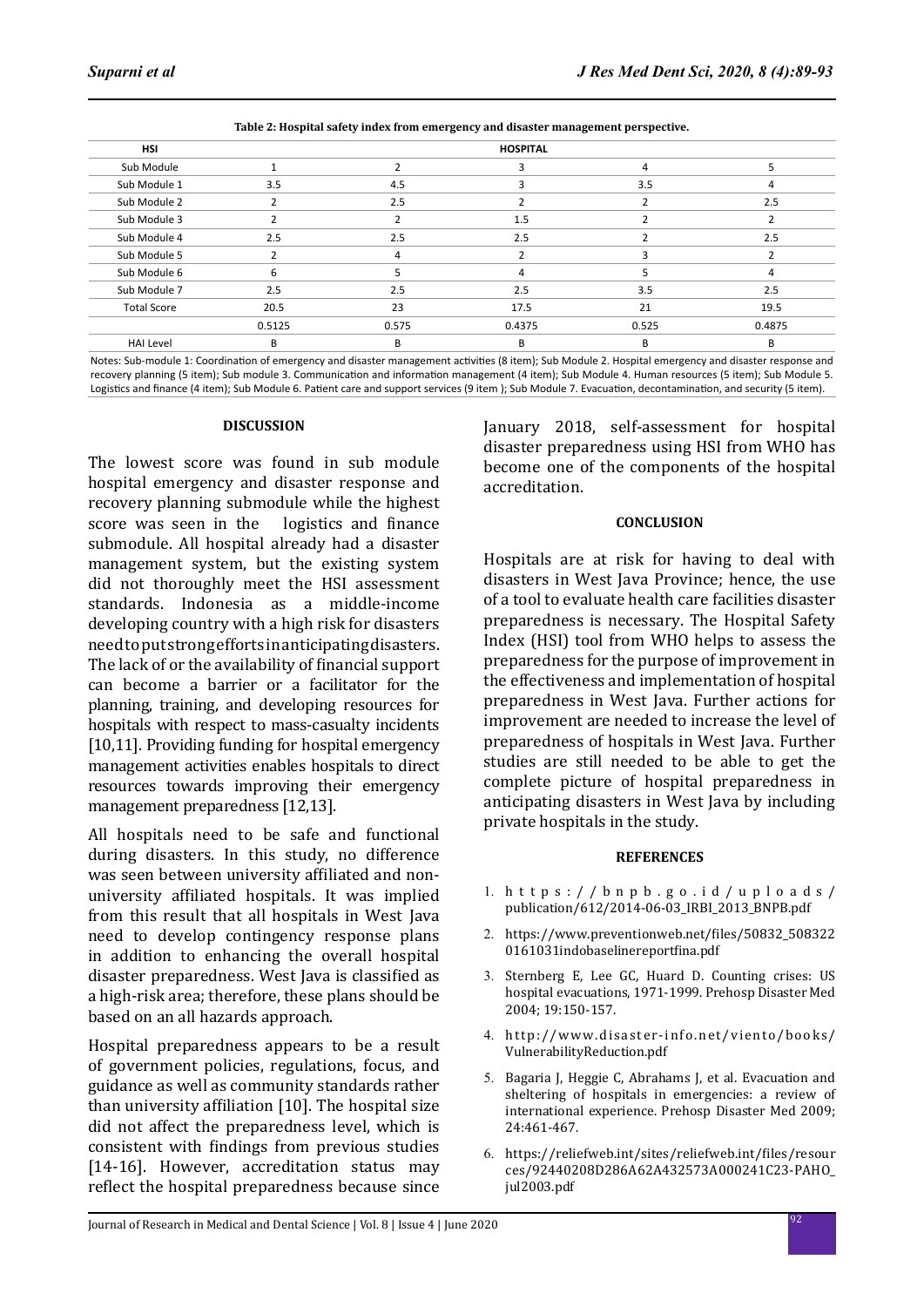**Table 2: Hospital safety index from emergency and disaster management perspective.**

| HSI | HOSPITAL | | | | |
|---|---|---|---|---|---|
| Sub Module | 1 | 2 | 3 | 4 | 5 |
| Sub Module 1 | 3.5 | 4.5 | 3 | 3.5 | 4 |
| Sub Module 2 | 2 | 2.5 | 2 | 2 | 2.5 |
| Sub Module 3 | 2 | 2 | 1.5 | 2 | 2 |
| Sub Module 4 | 2.5 | 2.5 | 2.5 | 2 | 2.5 |
| Sub Module 5 | 2 | 4 | 2 | 3 | 2 |
| Sub Module 6 | 6 | 5 | 4 | 5 | 4 |
| Sub Module 7 | 2.5 | 2.5 | 2.5 | 3.5 | 2.5 |
| Total Score | 20.5 | 23 | 17.5 | 21 | 19.5 |
| | 0.5125 | 0.575 | 0.4375 | 0.525 | 0.4875 |
| HAI Level | B | B | B | B | B |

Notes: Sub-module 1: Coordination of emergency and disaster management activities (8 item); Sub Module 2. Hospital emergency and disaster response and recovery planning (5 item); Sub module 3. Communication and information management (4 item); Sub Module 4. Human resources (5 item); Sub Module 5. Logistics and finance (4 item); Sub Module 6. Patient care and support services (9 item ); Sub Module 7. Evacuation, decontamination, and security (5 item).

## DISCUSSION

The lowest score was found in sub module hospital emergency and disaster response and recovery planning submodule while the highest score was seen in the logistics and finance submodule. All hospital already had a disaster management system, but the existing system did not thoroughly meet the HSI assessment standards. Indonesia as a middle-income developing country with a high risk for disasters need to put strong efforts in anticipating disasters. The lack of or the availability of financial support can become a barrier or a facilitator for the planning, training, and developing resources for hospitals with respect to mass-casualty incidents [10,11]. Providing funding for hospital emergency management activities enables hospitals to direct resources towards improving their emergency management preparedness [12,13].

All hospitals need to be safe and functional during disasters. In this study, no difference was seen between university affiliated and non-university affiliated hospitals. It was implied from this result that all hospitals in West Java need to develop contingency response plans in addition to enhancing the overall hospital disaster preparedness. West Java is classified as a high-risk area; therefore, these plans should be based on an all hazards approach.

Hospital preparedness appears to be a result of government policies, regulations, focus, and guidance as well as community standards rather than university affiliation [10]. The hospital size did not affect the preparedness level, which is consistent with findings from previous studies [14-16]. However, accreditation status may reflect the hospital preparedness because since January 2018, self-assessment for hospital disaster preparedness using HSI from WHO has become one of the components of the hospital accreditation.

## CONCLUSION

Hospitals are at risk for having to deal with disasters in West Java Province; hence, the use of a tool to evaluate health care facilities disaster preparedness is necessary. The Hospital Safety Index (HSI) tool from WHO helps to assess the preparedness for the purpose of improvement in the effectiveness and implementation of hospital preparedness in West Java. Further actions for improvement are needed to increase the level of preparedness of hospitals in West Java. Further studies are still needed to be able to get the complete picture of hospital preparedness in anticipating disasters in West Java by including private hospitals in the study.

## REFERENCES

1. https://bnpb.go.id/uploads/publication/612/2014-06-03_IRBI_2013_BNPB.pdf
2. https://www.preventionweb.net/files/50832_5083220161031indobaselinereportfina.pdf
3. Sternberg E, Lee GC, Huard D. Counting crises: US hospital evacuations, 1971-1999. Prehosp Disaster Med 2004; 19:150-157.
4. http://www.disaster-info.net/viento/books/VulnerabilityReduction.pdf
5. Bagaria J, Heggie C, Abrahams J, et al. Evacuation and sheltering of hospitals in emergencies: a review of international experience. Prehosp Disaster Med 2009; 24:461-467.
6. https://reliefweb.int/sites/reliefweb.int/files/resources/92440208D286A62A432573A000241C23-PAHO_jul2003.pdf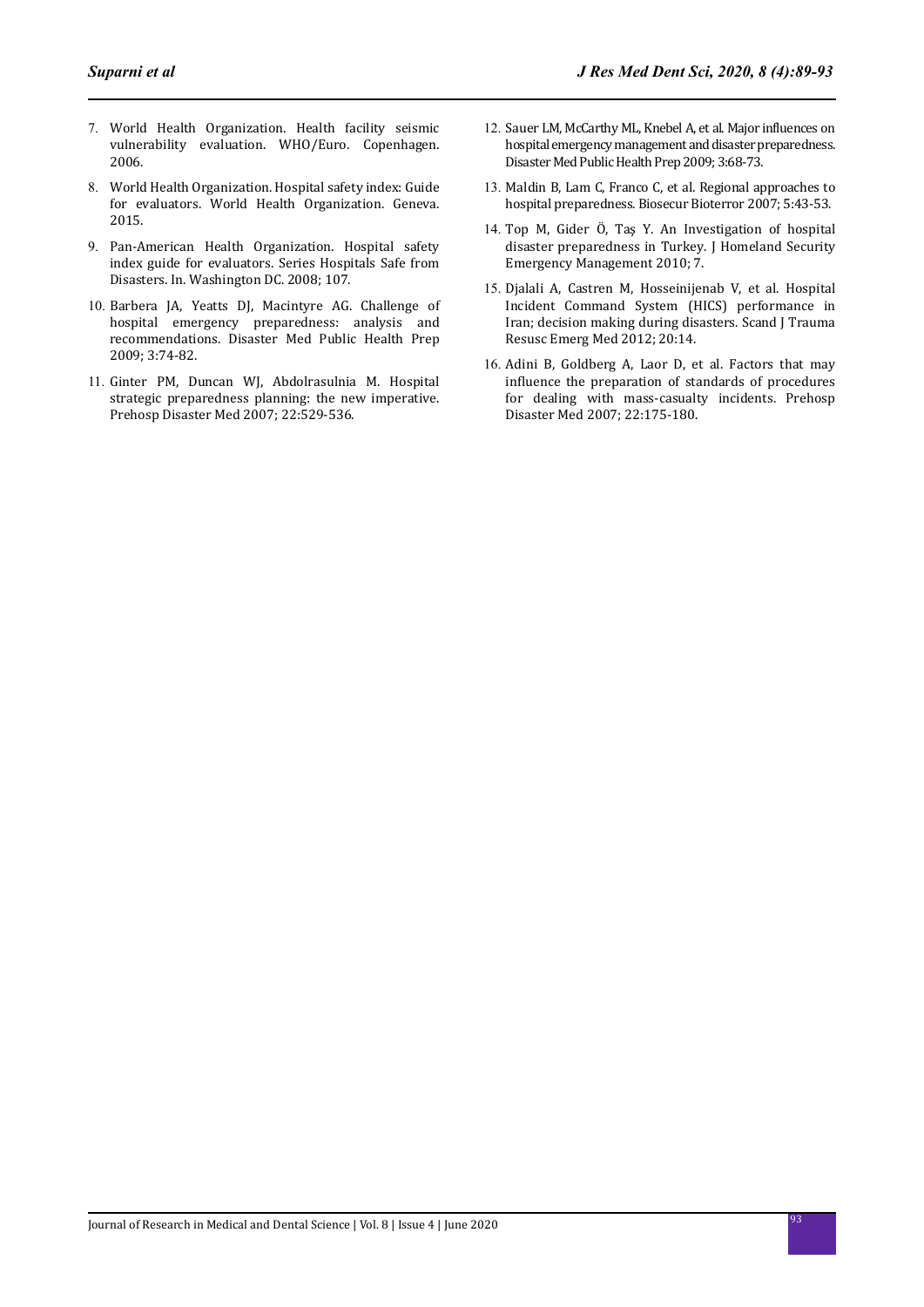7. World Health Organization. Health facility seismic vulnerability evaluation. WHO/Euro. Copenhagen. 2006.

8. World Health Organization. Hospital safety index: Guide for evaluators. World Health Organization. Geneva. 2015.

9. Pan-American Health Organization. Hospital safety index guide for evaluators. Series Hospitals Safe from Disasters. In. Washington DC. 2008; 107.

10. Barbera JA, Yeatts DJ, Macintyre AG. Challenge of hospital emergency preparedness: analysis and recommendations. Disaster Med Public Health Prep 2009; 3:74-82.

11. Ginter PM, Duncan WJ, Abdolrasulnia M. Hospital strategic preparedness planning: the new imperative. Prehosp Disaster Med 2007; 22:529-536.

12. Sauer LM, McCarthy ML, Knebel A, et al. Major influences on hospital emergency management and disaster preparedness. Disaster Med Public Health Prep 2009; 3:68-73.

13. Maldin B, Lam C, Franco C, et al. Regional approaches to hospital preparedness. Biosecur Bioterror 2007; 5:43-53.

14. Top M, Gider Ö, Taş Y. An Investigation of hospital disaster preparedness in Turkey. J Homeland Security Emergency Management 2010; 7.

15. Djalali A, Castren M, Hosseinijenab V, et al. Hospital Incident Command System (HICS) performance in Iran; decision making during disasters. Scand J Trauma Resusc Emerg Med 2012; 20:14.

16. Adini B, Goldberg A, Laor D, et al. Factors that may influence the preparation of standards of procedures for dealing with mass-casualty incidents. Prehosp Disaster Med 2007; 22:175-180.